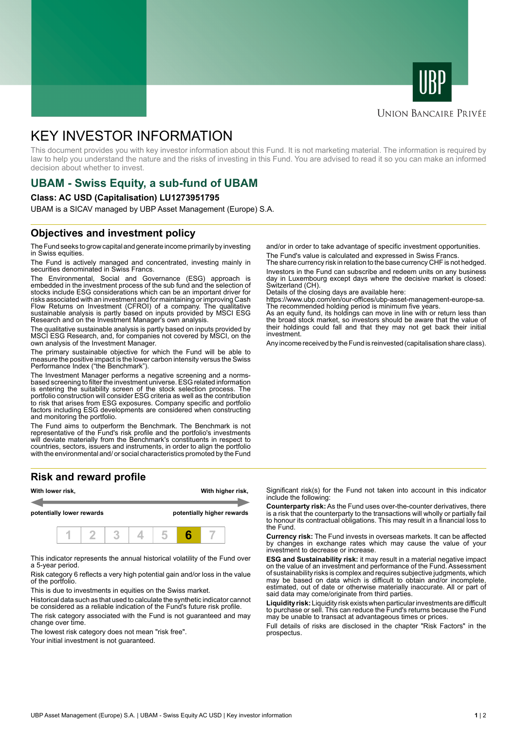UBP

Union Bancaire Privée

# KEY INVESTOR INFORMATION

This document provides you with key investor information about this Fund. It is not marketing material. The information is required by law to help you understand the nature and the risks of investing in this Fund. You are advised to read it so you can make an informed decision about whether to invest.

## UBAM - Swiss Equity, a sub-fund of UBAM

**Class: AC USD (Capitalisation) LU1273951795**

UBAM is a SICAV managed by UBP Asset Management (Europe) S.A.

## Objectives and investment policy

The Fund seeks to grow capital and generate income primarily by investing in Swiss equities.

The Fund is actively managed and concentrated, investing mainly in securities denominated in Swiss Francs.

The Environmental, Social and Governance (ESG) approach is embedded in the investment process of the sub fund and the selection of stocks include ESG considerations which can be an important driver for risks associated with an investment and for maintaining or improving Cash Flow Returns on Investment (CFROI) of a company. The qualitative sustainable analysis is partly based on inputs provided by MSCI ESG Research and on the Investment Manager's own analysis.

The qualitative sustainable analysis is partly based on inputs provided by MSCI ESG Research, and, for companies not covered by MSCI, on the own analysis of the Investment Manager.

The primary sustainable objective for which the Fund will be able to measure the positive impact is the lower carbon intensity versus the Swiss Performance Index ("the Benchmark").

The Investment Manager performs a negative screening and a norms-based screening to filter the investment universe. ESG related information is entering the suitability screen of the stock selection process. The portfolio construction will consider ESG criteria as well as the contribution to risk that arises from ESG exposures. Company specific and portfolio factors including ESG developments are considered when constructing and monitoring the portfolio.

The Fund aims to outperform the Benchmark. The Benchmark is not representative of the Fund's risk profile and the portfolio's investments will deviate materially from the Benchmark's constituents in respect to countries, sectors, issuers and instruments, in order to align the portfolio with the environmental and/ or social characteristics promoted by the Fund and/or in order to take advantage of specific investment opportunities.

The Fund's value is calculated and expressed in Swiss Francs.

The share currency risk in relation to the base currency CHF is not hedged.

Investors in the Fund can subscribe and redeem units on any business day in Luxembourg except days where the decisive market is closed: Switzerland (CH).

Details of the closing days are available here:
https://www.ubp.com/en/our-offices/ubp-asset-management-europe-sa.

The recommended holding period is minimum five years.

As an equity fund, its holdings can move in line with or return less than the broad stock market, so investors should be aware that the value of their holdings could fall and that they may not get back their initial investment.

Any income received by the Fund is reinvested (capitalisation share class).

## Risk and reward profile

| With lower risk, potentially lower rewards | | | | | | With higher risk, potentially higher rewards |
|---|---|---|---|---|---|---|
| 1 | 2 | 3 | 4 | 5 | **6** | 7 |

This indicator represents the annual historical volatility of the Fund over a 5-year period.

Risk category 6 reflects a very high potential gain and/or loss in the value of the portfolio.

This is due to investments in equities on the Swiss market.

Historical data such as that used to calculate the synthetic indicator cannot be considered as a reliable indication of the Fund's future risk profile.

The risk category associated with the Fund is not guaranteed and may change over time.

The lowest risk category does not mean "risk free".

Your initial investment is not guaranteed.

Significant risk(s) for the Fund not taken into account in this indicator include the following:

**Counterparty risk:** As the Fund uses over-the-counter derivatives, there is a risk that the counterparty to the transactions will wholly or partially fail to honour its contractual obligations. This may result in a financial loss to the Fund.

**Currency risk:** The Fund invests in overseas markets. It can be affected by changes in exchange rates which may cause the value of your investment to decrease or increase.

**ESG and Sustainability risk:** it may result in a material negative impact on the value of an investment and performance of the Fund. Assessment of sustainability risks is complex and requires subjective judgments, which may be based on data which is difficult to obtain and/or incomplete, estimated, out of date or otherwise materially inaccurate. All or part of said data may come/originate from third parties.

**Liquidity risk:** Liquidity risk exists when particular investments are difficult to purchase or sell. This can reduce the Fund's returns because the Fund may be unable to transact at advantageous times or prices.

Full details of risks are disclosed in the chapter "Risk Factors" in the prospectus.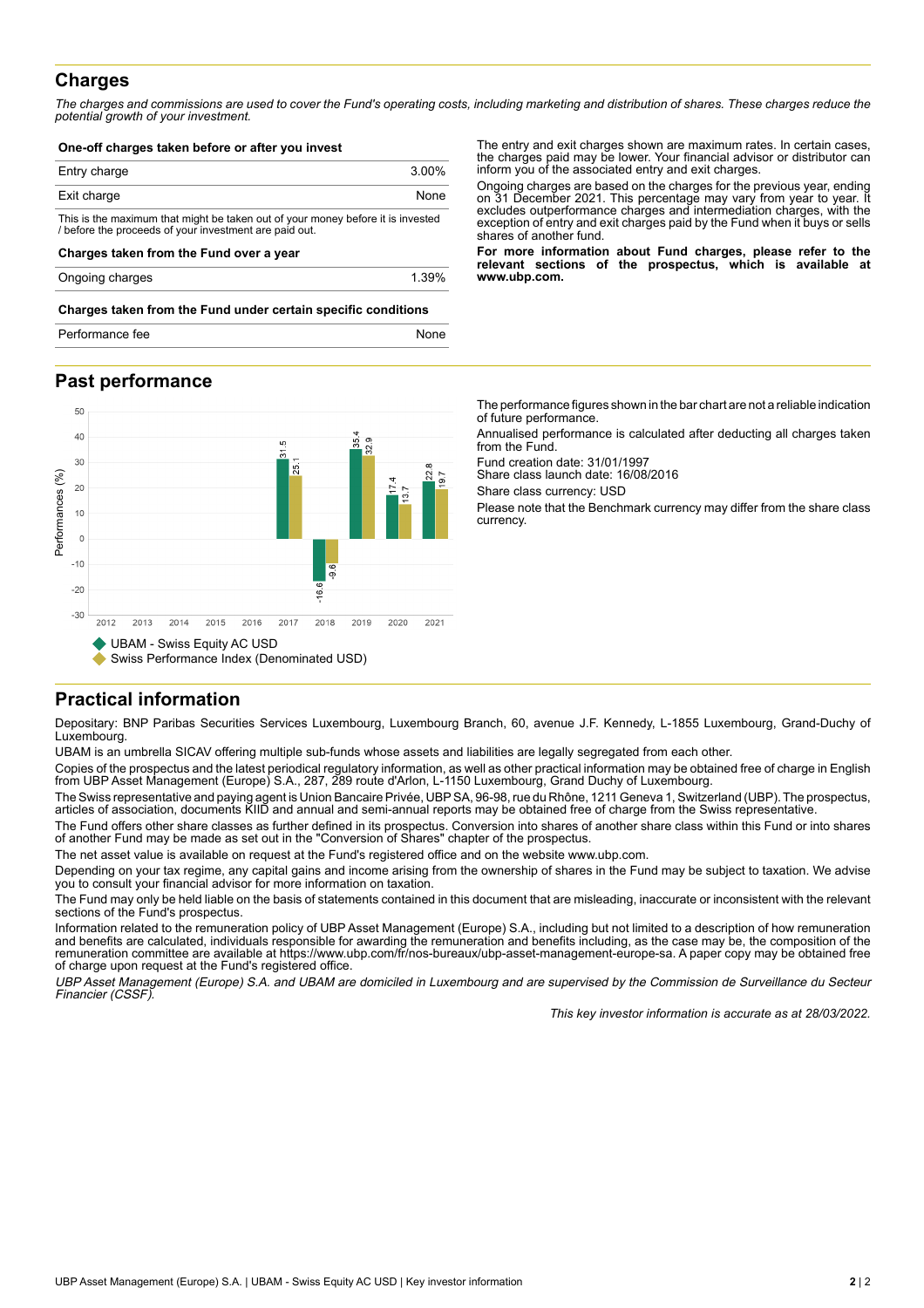## Charges

*The charges and commissions are used to cover the Fund's operating costs, including marketing and distribution of shares. These charges reduce the potential growth of your investment.*

| One-off charges taken before or after you invest | |
|---|---|
| Entry charge | 3.00% |
| Exit charge | None |

This is the maximum that might be taken out of your money before it is invested / before the proceeds of your investment are paid out.

| Charges taken from the Fund over a year | |
|---|---|
| Ongoing charges | 1.39% |

| Charges taken from the Fund under certain specific conditions | |
|---|---|
| Performance fee | None |

The entry and exit charges shown are maximum rates. In certain cases, the charges paid may be lower. Your financial advisor or distributor can inform you of the associated entry and exit charges.

Ongoing charges are based on the charges for the previous year, ending on 31 December 2021. This percentage may vary from year to year. It excludes outperformance charges and intermediation charges, with the exception of entry and exit charges paid by the Fund when it buys or sells shares of another fund.

**For more information about Fund charges, please refer to the relevant sections of the prospectus, which is available at www.ubp.com.**

## Past performance

Performances (%)

50
40
30
20
10
0
-10
-20
-30

2012 2013 2014 2015 2016 2017 2018 2019 2020 2021

31.5 25.1 -16.6 -9.6 35.4 32.9 17.4 13.7 22.8 19.7

UBAM - Swiss Equity AC USD
Swiss Performance Index (Denominated USD)

The performance figures shown in the bar chart are not a reliable indication of future performance.

Annualised performance is calculated after deducting all charges taken from the Fund.

Fund creation date: 31/01/1997
Share class launch date: 16/08/2016

Share class currency: USD

Please note that the Benchmark currency may differ from the share class currency.

## Practical information

Depositary: BNP Paribas Securities Services Luxembourg, Luxembourg Branch, 60, avenue J.F. Kennedy, L-1855 Luxembourg, Grand-Duchy of Luxembourg.

UBAM is an umbrella SICAV offering multiple sub-funds whose assets and liabilities are legally segregated from each other.

Copies of the prospectus and the latest periodical regulatory information, as well as other practical information may be obtained free of charge in English from UBP Asset Management (Europe) S.A., 287, 289 route d'Arlon, L-1150 Luxembourg, Grand Duchy of Luxembourg.

The Swiss representative and paying agent is Union Bancaire Privée, UBP SA, 96-98, rue du Rhône, 1211 Geneva 1, Switzerland (UBP). The prospectus, articles of association, documents KIID and annual and semi-annual reports may be obtained free of charge from the Swiss representative.

The Fund offers other share classes as further defined in its prospectus. Conversion into shares of another share class within this Fund or into shares of another Fund may be made as set out in the "Conversion of Shares" chapter of the prospectus.

The net asset value is available on request at the Fund's registered office and on the website www.ubp.com.

Depending on your tax regime, any capital gains and income arising from the ownership of shares in the Fund may be subject to taxation. We advise you to consult your financial advisor for more information on taxation.

The Fund may only be held liable on the basis of statements contained in this document that are misleading, inaccurate or inconsistent with the relevant sections of the Fund's prospectus.

Information related to the remuneration policy of UBP Asset Management (Europe) S.A., including but not limited to a description of how remuneration and benefits are calculated, individuals responsible for awarding the remuneration and benefits including, as the case may be, the composition of the remuneration committee are available at https://www.ubp.com/fr/nos-bureaux/ubp-asset-management-europe-sa. A paper copy may be obtained free of charge upon request at the Fund's registered office.

*UBP Asset Management (Europe) S.A. and UBAM are domiciled in Luxembourg and are supervised by the Commission de Surveillance du Secteur Financier (CSSF).*

*This key investor information is accurate as at 28/03/2022.*